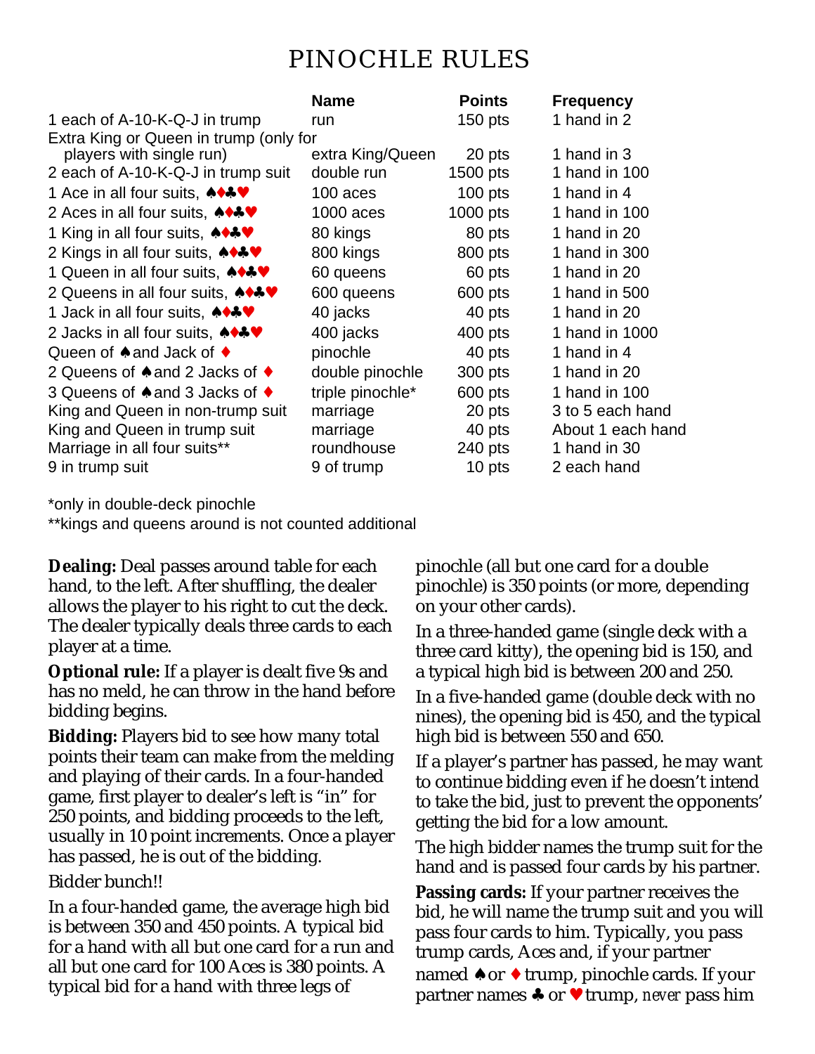# PINOCHLE RULES

| | Name | Points | Frequency |
|---|---|---|---|
| 1 each of A-10-K-Q-J in trump | run | 150 pts | 1 hand in 2 |
| Extra King or Queen in trump (only for players with single run) | extra King/Queen | 20 pts | 1 hand in 3 |
| 2 each of A-10-K-Q-J in trump suit | double run | 1500 pts | 1 hand in 100 |
| 1 Ace in all four suits, ♠♦♣♥ | 100 aces | 100 pts | 1 hand in 4 |
| 2 Aces in all four suits, ♠♦♣♥ | 1000 aces | 1000 pts | 1 hand in 100 |
| 1 King in all four suits, ♠♦♣♥ | 80 kings | 80 pts | 1 hand in 20 |
| 2 Kings in all four suits, ♠♦♣♥ | 800 kings | 800 pts | 1 hand in 300 |
| 1 Queen in all four suits, ♠♦♣♥ | 60 queens | 60 pts | 1 hand in 20 |
| 2 Queens in all four suits, ♠♦♣♥ | 600 queens | 600 pts | 1 hand in 500 |
| 1 Jack in all four suits, ♠♦♣♥ | 40 jacks | 40 pts | 1 hand in 20 |
| 2 Jacks in all four suits, ♠♦♣♥ | 400 jacks | 400 pts | 1 hand in 1000 |
| Queen of ♠ and Jack of ♦ | pinochle | 40 pts | 1 hand in 4 |
| 2 Queens of ♠ and 2 Jacks of ♦ | double pinochle | 300 pts | 1 hand in 20 |
| 3 Queens of ♠ and 3 Jacks of ♦ | triple pinochle* | 600 pts | 1 hand in 100 |
| King and Queen in non-trump suit | marriage | 20 pts | 3 to 5 each hand |
| King and Queen in trump suit | marriage | 40 pts | About 1 each hand |
| Marriage in all four suits** | roundhouse | 240 pts | 1 hand in 30 |
| 9 in trump suit | 9 of trump | 10 pts | 2 each hand |

*only in double-deck pinochle

**kings and queens around is not counted additional

**Dealing:** Deal passes around table for each hand, to the left. After shuffling, the dealer allows the player to his right to cut the deck. The dealer typically deals three cards to each player at a time.

**Optional rule:** If a player is dealt five 9s and has no meld, he can throw in the hand before bidding begins.

**Bidding:** Players bid to see how many total points their team can make from the melding and playing of their cards. In a four-handed game, first player to dealer's left is "in" for 250 points, and bidding proceeds to the left, usually in 10 point increments. Once a player has passed, he is out of the bidding.

Bidder bunch!!

In a four-handed game, the average high bid is between 350 and 450 points. A typical bid for a hand with all but one card for a run and all but one card for 100 Aces is 380 points. A typical bid for a hand with three legs of pinochle (all but one card for a double pinochle) is 350 points (or more, depending on your other cards).

In a three-handed game (single deck with a three card kitty), the opening bid is 150, and a typical high bid is between 200 and 250.

In a five-handed game (double deck with no nines), the opening bid is 450, and the typical high bid is between 550 and 650.

If a player's partner has passed, he may want to continue bidding even if he doesn't intend to take the bid, just to prevent the opponents' getting the bid for a low amount.

The high bidder names the trump suit for the hand and is passed four cards by his partner.

**Passing cards:** If your partner receives the bid, he will name the trump suit and you will pass four cards to him. Typically, you pass trump cards, Aces and, if your partner named ♠ or ♦ trump, pinochle cards. If your partner names ♣ or ♥ trump, *never* pass him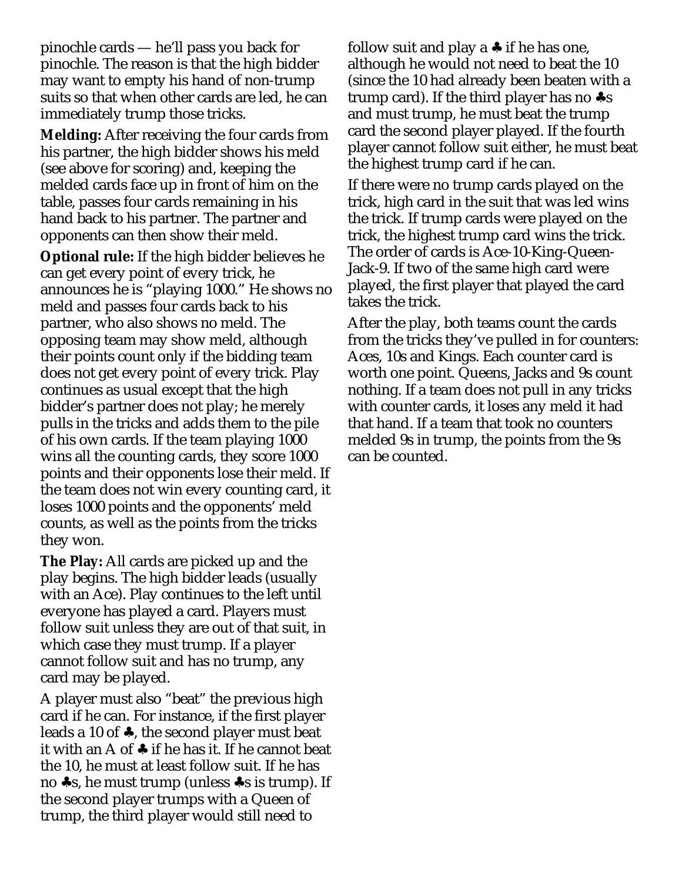pinochle cards — he'll pass you back for pinochle. The reason is that the high bidder may want to empty his hand of non-trump suits so that when other cards are led, he can immediately trump those tricks.

**Melding:** After receiving the four cards from his partner, the high bidder shows his meld (see above for scoring) and, keeping the melded cards face up in front of him on the table, passes four cards remaining in his hand back to his partner. The partner and opponents can then show their meld.

**Optional rule:** If the high bidder believes he can get every point of every trick, he announces he is "playing 1000." He shows no meld and passes four cards back to his partner, who also shows no meld. The opposing team may show meld, although their points count only if the bidding team does not get every point of every trick. Play continues as usual except that the high bidder's partner does not play; he merely pulls in the tricks and adds them to the pile of his own cards. If the team playing 1000 wins all the counting cards, they score 1000 points and their opponents lose their meld. If the team does not win every counting card, it loses 1000 points and the opponents' meld counts, as well as the points from the tricks they won.

**The Play:** All cards are picked up and the play begins. The high bidder leads (usually with an Ace). Play continues to the left until everyone has played a card. Players must follow suit unless they are out of that suit, in which case they must trump. If a player cannot follow suit and has no trump, any card may be played.

A player must also "beat" the previous high card if he can. For instance, if the first player leads a 10 of ♣, the second player must beat it with an A of ♣ if he has it. If he cannot beat the 10, he must at least follow suit. If he has no ♣s, he must trump (unless ♣s is trump). If the second player trumps with a Queen of trump, the third player would still need to follow suit and play a ♣ if he has one, although he would not need to beat the 10 (since the 10 had already been beaten with a trump card). If the third player has no ♣s and must trump, he must beat the trump card the second player played. If the fourth player cannot follow suit either, he must beat the highest trump card if he can.

If there were no trump cards played on the trick, high card in the suit that was led wins the trick. If trump cards were played on the trick, the highest trump card wins the trick. The order of cards is Ace-10-King-Queen-Jack-9. If two of the same high card were played, the first player that played the card takes the trick.

After the play, both teams count the cards from the tricks they've pulled in for counters: Aces, 10s and Kings. Each counter card is worth one point. Queens, Jacks and 9s count nothing. If a team does not pull in any tricks with counter cards, it loses any meld it had that hand. If a team that took no counters melded 9s in trump, the points from the 9s can be counted.